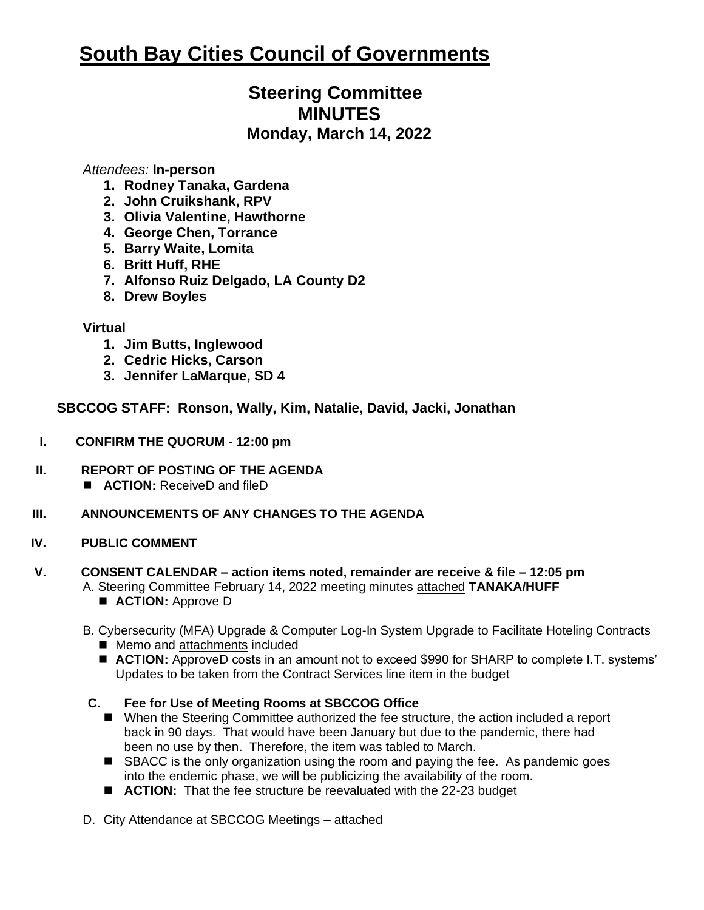# South Bay Cities Council of Governments

## Steering Committee
## MINUTES
### Monday, March 14, 2022

*Attendees:* **In-person**

1. **Rodney Tanaka, Gardena**
2. **John Cruikshank, RPV**
3. **Olivia Valentine, Hawthorne**
4. **George Chen, Torrance**
5. **Barry Waite, Lomita**
6. **Britt Huff, RHE**
7. **Alfonso Ruiz Delgado, LA County D2**
8. **Drew Boyles**

**Virtual**

1. **Jim Butts, Inglewood**
2. **Cedric Hicks, Carson**
3. **Jennifer LaMarque, SD 4**

**SBCCOG STAFF: Ronson, Wally, Kim, Natalie, David, Jacki, Jonathan**

**I. CONFIRM THE QUORUM - 12:00 pm**

**II. REPORT OF POSTING OF THE AGENDA**

- **ACTION:** ReceiveD and fileD

**III. ANNOUNCEMENTS OF ANY CHANGES TO THE AGENDA**

**IV. PUBLIC COMMENT**

**V. CONSENT CALENDAR – action items noted, remainder are receive & file – 12:05 pm**

A. Steering Committee February 14, 2022 meeting minutes attached **TANAKA/HUFF**

- **ACTION:** Approve D

B. Cybersecurity (MFA) Upgrade & Computer Log-In System Upgrade to Facilitate Hoteling Contracts

- Memo and attachments included
- **ACTION:** ApproveD costs in an amount not to exceed $990 for SHARP to complete I.T. systems' Updates to be taken from the Contract Services line item in the budget

**C. Fee for Use of Meeting Rooms at SBCCOG Office**

- When the Steering Committee authorized the fee structure, the action included a report back in 90 days. That would have been January but due to the pandemic, there had been no use by then. Therefore, the item was tabled to March.
- SBACC is the only organization using the room and paying the fee. As pandemic goes into the endemic phase, we will be publicizing the availability of the room.
- **ACTION:** That the fee structure be reevaluated with the 22-23 budget

D. City Attendance at SBCCOG Meetings – attached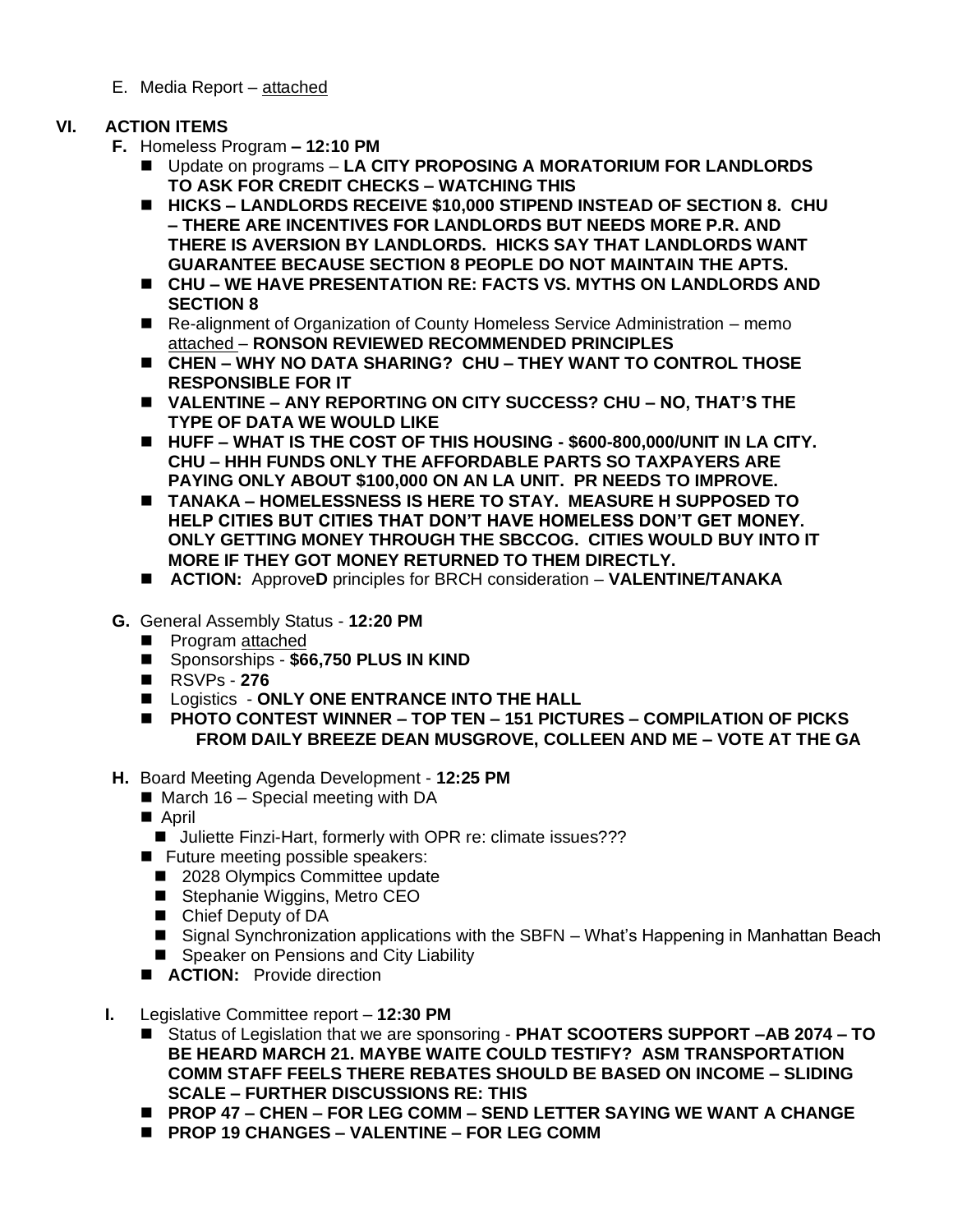E. Media Report – attached

## VI. ACTION ITEMS

**F.** Homeless Program **– 12:10 PM**

- Update on programs – **LA CITY PROPOSING A MORATORIUM FOR LANDLORDS TO ASK FOR CREDIT CHECKS – WATCHING THIS**
- **HICKS – LANDLORDS RECEIVE $10,000 STIPEND INSTEAD OF SECTION 8. CHU – THERE ARE INCENTIVES FOR LANDLORDS BUT NEEDS MORE P.R. AND THERE IS AVERSION BY LANDLORDS. HICKS SAY THAT LANDLORDS WANT GUARANTEE BECAUSE SECTION 8 PEOPLE DO NOT MAINTAIN THE APTS.**
- **CHU – WE HAVE PRESENTATION RE: FACTS VS. MYTHS ON LANDLORDS AND SECTION 8**
- Re-alignment of Organization of County Homeless Service Administration – memo attached – **RONSON REVIEWED RECOMMENDED PRINCIPLES**
- **CHEN – WHY NO DATA SHARING? CHU – THEY WANT TO CONTROL THOSE RESPONSIBLE FOR IT**
- **VALENTINE – ANY REPORTING ON CITY SUCCESS? CHU – NO, THAT'S THE TYPE OF DATA WE WOULD LIKE**
- **HUFF – WHAT IS THE COST OF THIS HOUSING - $600-800,000/UNIT IN LA CITY. CHU – HHH FUNDS ONLY THE AFFORDABLE PARTS SO TAXPAYERS ARE PAYING ONLY ABOUT $100,000 ON AN LA UNIT. PR NEEDS TO IMPROVE.**
- **TANAKA – HOMELESSNESS IS HERE TO STAY. MEASURE H SUPPOSED TO HELP CITIES BUT CITIES THAT DON'T HAVE HOMELESS DON'T GET MONEY. ONLY GETTING MONEY THROUGH THE SBCCOG. CITIES WOULD BUY INTO IT MORE IF THEY GOT MONEY RETURNED TO THEM DIRECTLY.**
- **ACTION:** Approve**D** principles for BRCH consideration – **VALENTINE/TANAKA**

**G.** General Assembly Status - **12:20 PM**

- Program attached
- Sponsorships - **$66,750 PLUS IN KIND**
- RSVPs - **276**
- Logistics - **ONLY ONE ENTRANCE INTO THE HALL**
- **PHOTO CONTEST WINNER – TOP TEN – 151 PICTURES – COMPILATION OF PICKS FROM DAILY BREEZE DEAN MUSGROVE, COLLEEN AND ME – VOTE AT THE GA**

**H.** Board Meeting Agenda Development - **12:25 PM**

- March 16 – Special meeting with DA
- April
  - Juliette Finzi-Hart, formerly with OPR re: climate issues???
- Future meeting possible speakers:
  - 2028 Olympics Committee update
  - Stephanie Wiggins, Metro CEO
  - Chief Deputy of DA
  - Signal Synchronization applications with the SBFN – What's Happening in Manhattan Beach
  - Speaker on Pensions and City Liability
- **ACTION:** Provide direction

**I.** Legislative Committee report – **12:30 PM**

- Status of Legislation that we are sponsoring - **PHAT SCOOTERS SUPPORT –AB 2074 – TO BE HEARD MARCH 21. MAYBE WAITE COULD TESTIFY? ASM TRANSPORTATION COMM STAFF FEELS THERE REBATES SHOULD BE BASED ON INCOME – SLIDING SCALE – FURTHER DISCUSSIONS RE: THIS**
- **PROP 47 – CHEN – FOR LEG COMM – SEND LETTER SAYING WE WANT A CHANGE**
- **PROP 19 CHANGES – VALENTINE – FOR LEG COMM**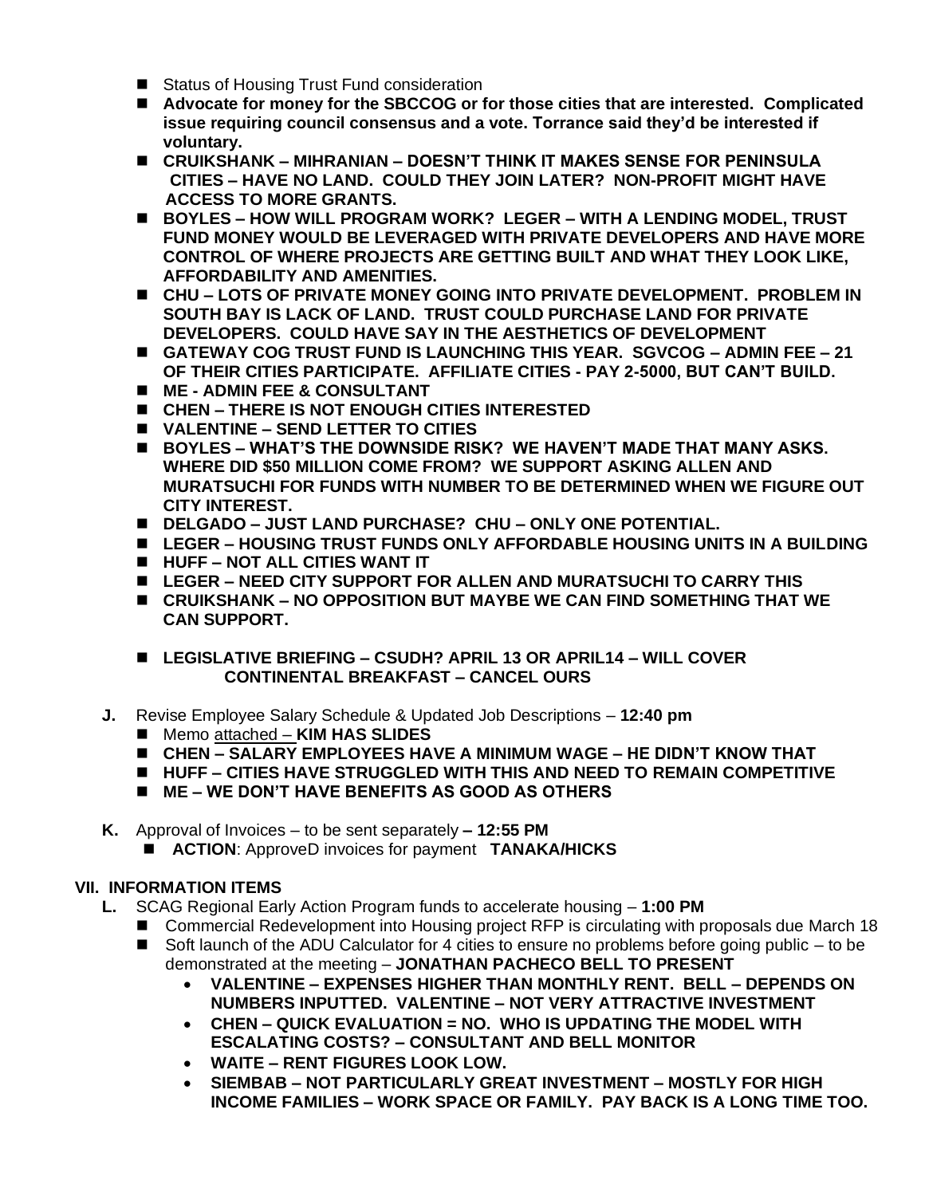- Status of Housing Trust Fund consideration
- **Advocate for money for the SBCCOG or for those cities that are interested. Complicated issue requiring council consensus and a vote. Torrance said they'd be interested if voluntary.**
- **CRUIKSHANK – MIHRANIAN – DOESN'T THINK IT MAKES SENSE FOR PENINSULA CITIES – HAVE NO LAND. COULD THEY JOIN LATER? NON-PROFIT MIGHT HAVE ACCESS TO MORE GRANTS.**
- **BOYLES – HOW WILL PROGRAM WORK? LEGER – WITH A LENDING MODEL, TRUST FUND MONEY WOULD BE LEVERAGED WITH PRIVATE DEVELOPERS AND HAVE MORE CONTROL OF WHERE PROJECTS ARE GETTING BUILT AND WHAT THEY LOOK LIKE, AFFORDABILITY AND AMENITIES.**
- **CHU – LOTS OF PRIVATE MONEY GOING INTO PRIVATE DEVELOPMENT. PROBLEM IN SOUTH BAY IS LACK OF LAND. TRUST COULD PURCHASE LAND FOR PRIVATE DEVELOPERS. COULD HAVE SAY IN THE AESTHETICS OF DEVELOPMENT**
- **GATEWAY COG TRUST FUND IS LAUNCHING THIS YEAR. SGVCOG – ADMIN FEE – 21 OF THEIR CITIES PARTICIPATE. AFFILIATE CITIES - PAY 2-5000, BUT CAN'T BUILD.**
- **ME - ADMIN FEE & CONSULTANT**
- **CHEN – THERE IS NOT ENOUGH CITIES INTERESTED**
- **VALENTINE – SEND LETTER TO CITIES**
- **BOYLES – WHAT'S THE DOWNSIDE RISK? WE HAVEN'T MADE THAT MANY ASKS. WHERE DID $50 MILLION COME FROM? WE SUPPORT ASKING ALLEN AND MURATSUCHI FOR FUNDS WITH NUMBER TO BE DETERMINED WHEN WE FIGURE OUT CITY INTEREST.**
- **DELGADO – JUST LAND PURCHASE? CHU – ONLY ONE POTENTIAL.**
- **LEGER – HOUSING TRUST FUNDS ONLY AFFORDABLE HOUSING UNITS IN A BUILDING**
- **HUFF – NOT ALL CITIES WANT IT**
- **LEGER – NEED CITY SUPPORT FOR ALLEN AND MURATSUCHI TO CARRY THIS**
- **CRUIKSHANK – NO OPPOSITION BUT MAYBE WE CAN FIND SOMETHING THAT WE CAN SUPPORT.**

- **LEGISLATIVE BRIEFING – CSUDH? APRIL 13 OR APRIL14 – WILL COVER CONTINENTAL BREAKFAST – CANCEL OURS**

**J.** Revise Employee Salary Schedule & Updated Job Descriptions – **12:40 pm**
- Memo attached – **KIM HAS SLIDES**
- **CHEN – SALARY EMPLOYEES HAVE A MINIMUM WAGE – HE DIDN'T KNOW THAT**
- **HUFF – CITIES HAVE STRUGGLED WITH THIS AND NEED TO REMAIN COMPETITIVE**
- **ME – WE DON'T HAVE BENEFITS AS GOOD AS OTHERS**

**K.** Approval of Invoices – to be sent separately **– 12:55 PM**
- **ACTION**: ApproveD invoices for payment **TANAKA/HICKS**

## VII. INFORMATION ITEMS

**L.** SCAG Regional Early Action Program funds to accelerate housing – **1:00 PM**
- Commercial Redevelopment into Housing project RFP is circulating with proposals due March 18
- Soft launch of the ADU Calculator for 4 cities to ensure no problems before going public – to be demonstrated at the meeting – **JONATHAN PACHECO BELL TO PRESENT**
  - **VALENTINE – EXPENSES HIGHER THAN MONTHLY RENT. BELL – DEPENDS ON NUMBERS INPUTTED. VALENTINE – NOT VERY ATTRACTIVE INVESTMENT**
  - **CHEN – QUICK EVALUATION = NO. WHO IS UPDATING THE MODEL WITH ESCALATING COSTS? – CONSULTANT AND BELL MONITOR**
  - **WAITE – RENT FIGURES LOOK LOW.**
  - **SIEMBAB – NOT PARTICULARLY GREAT INVESTMENT – MOSTLY FOR HIGH INCOME FAMILIES – WORK SPACE OR FAMILY. PAY BACK IS A LONG TIME TOO.**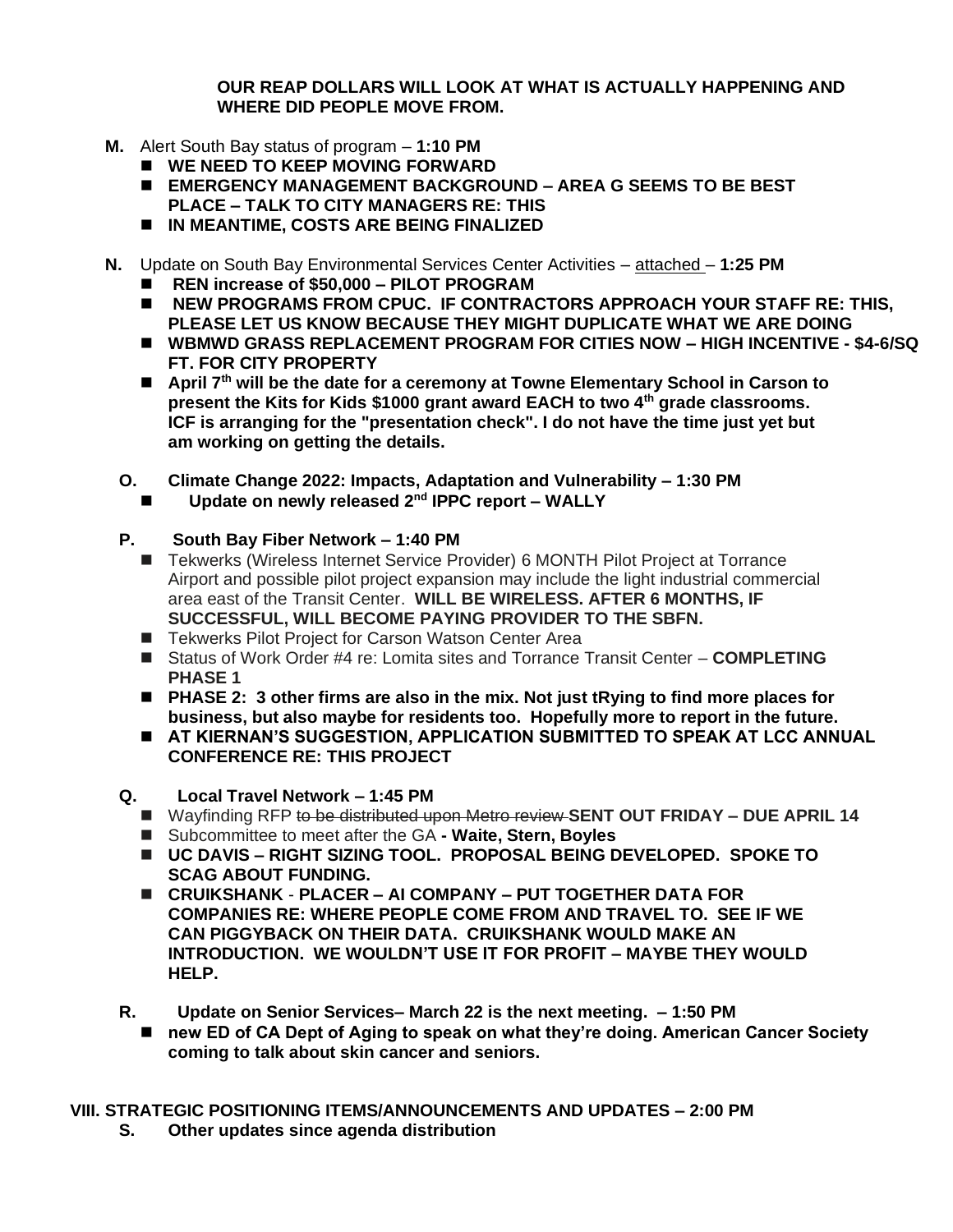**OUR REAP DOLLARS WILL LOOK AT WHAT IS ACTUALLY HAPPENING AND WHERE DID PEOPLE MOVE FROM.**

**M.** Alert South Bay status of program – **1:10 PM**

- **WE NEED TO KEEP MOVING FORWARD**
- **EMERGENCY MANAGEMENT BACKGROUND – AREA G SEEMS TO BE BEST PLACE – TALK TO CITY MANAGERS RE: THIS**
- **IN MEANTIME, COSTS ARE BEING FINALIZED**

**N.** Update on South Bay Environmental Services Center Activities – attached – **1:25 PM**

- **REN increase of $50,000 – PILOT PROGRAM**
- **NEW PROGRAMS FROM CPUC. IF CONTRACTORS APPROACH YOUR STAFF RE: THIS, PLEASE LET US KNOW BECAUSE THEY MIGHT DUPLICATE WHAT WE ARE DOING**
- **WBMWD GRASS REPLACEMENT PROGRAM FOR CITIES NOW – HIGH INCENTIVE - $4-6/SQ FT. FOR CITY PROPERTY**
- **April 7th will be the date for a ceremony at Towne Elementary School in Carson to present the Kits for Kids $1000 grant award EACH to two 4th grade classrooms. ICF is arranging for the "presentation check". I do not have the time just yet but am working on getting the details.**

**O. Climate Change 2022: Impacts, Adaptation and Vulnerability – 1:30 PM**

- **Update on newly released 2nd IPPC report – WALLY**

**P. South Bay Fiber Network – 1:40 PM**

- Tekwerks (Wireless Internet Service Provider) 6 MONTH Pilot Project at Torrance Airport and possible pilot project expansion may include the light industrial commercial area east of the Transit Center. **WILL BE WIRELESS. AFTER 6 MONTHS, IF SUCCESSFUL, WILL BECOME PAYING PROVIDER TO THE SBFN.**
- Tekwerks Pilot Project for Carson Watson Center Area
- Status of Work Order #4 re: Lomita sites and Torrance Transit Center – **COMPLETING PHASE 1**
- **PHASE 2: 3 other firms are also in the mix. Not just tRying to find more places for business, but also maybe for residents too. Hopefully more to report in the future.**
- **AT KIERNAN'S SUGGESTION, APPLICATION SUBMITTED TO SPEAK AT LCC ANNUAL CONFERENCE RE: THIS PROJECT**

**Q. Local Travel Network – 1:45 PM**

- Wayfinding RFP ~~to be distributed upon Metro review~~ **SENT OUT FRIDAY – DUE APRIL 14**
- Subcommittee to meet after the GA **- Waite, Stern, Boyles**
- **UC DAVIS – RIGHT SIZING TOOL. PROPOSAL BEING DEVELOPED. SPOKE TO SCAG ABOUT FUNDING.**
- **CRUIKSHANK - PLACER – AI COMPANY – PUT TOGETHER DATA FOR COMPANIES RE: WHERE PEOPLE COME FROM AND TRAVEL TO. SEE IF WE CAN PIGGYBACK ON THEIR DATA. CRUIKSHANK WOULD MAKE AN INTRODUCTION. WE WOULDN'T USE IT FOR PROFIT – MAYBE THEY WOULD HELP.**

**R. Update on Senior Services– March 22 is the next meeting. – 1:50 PM**

- **new ED of CA Dept of Aging to speak on what they're doing. American Cancer Society coming to talk about skin cancer and seniors.**

## VIII. STRATEGIC POSITIONING ITEMS/ANNOUNCEMENTS AND UPDATES – 2:00 PM

**S. Other updates since agenda distribution**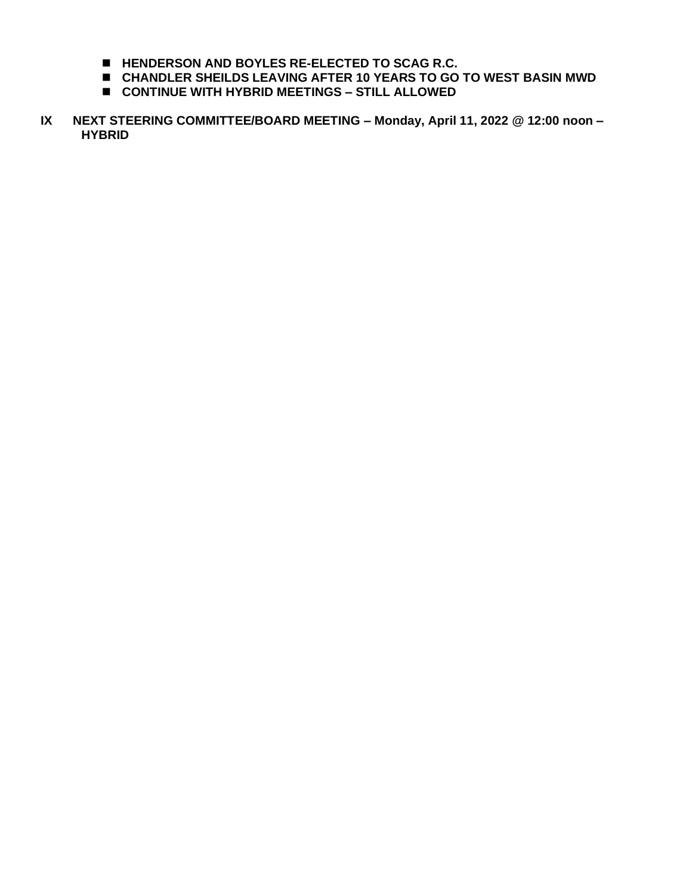- **HENDERSON AND BOYLES RE-ELECTED TO SCAG R.C.**
- **CHANDLER SHEILDS LEAVING AFTER 10 YEARS TO GO TO WEST BASIN MWD**
- **CONTINUE WITH HYBRID MEETINGS – STILL ALLOWED**

**IX NEXT STEERING COMMITTEE/BOARD MEETING – Monday, April 11, 2022 @ 12:00 noon – HYBRID**